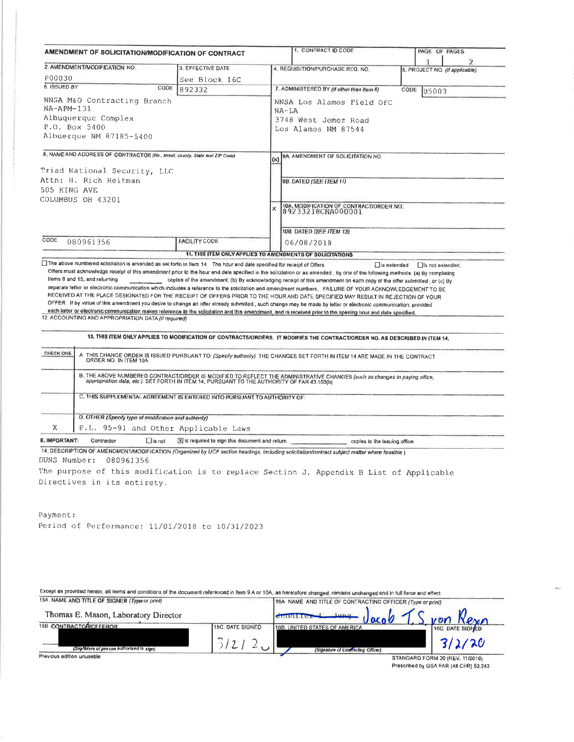# AMENDMENT OF SOLICITATION/MODIFICATION OF CONTRACT

| 1. CONTRACT ID CODE | PAGE OF PAGES |
|---|---|
| | 1 2 |

| 2. AMENDMENT/MODIFICATION NO. | 3. EFFECTIVE DATE | 4. REQUISITION/PURCHASE REQ. NO. | 5. PROJECT NO. (If applicable) |
|---|---|---|---|
| P00030 | See Block 16C | | |

| 6. ISSUED BY | CODE 892332 | 7. ADMINISTERED BY (If other than Item 6) | CODE 05003 |
|---|---|---|---|
| NNSA M&O Contracting Branch<br>NA-APM-131<br>Albuquerque Complex<br>P.O. Box 5400<br>Albuerque NM 87185-5400 | | NNSA Los Alamos Field OFC<br>NA-LA<br>3748 West Jemez Road<br>Los Alamos NM 87544 | |

**8. NAME AND ADDRESS OF CONTRACTOR** (No., street, county, State and ZIP Code)

Triad National Security, LLC
Attn: H. Rich Heitman
505 KING AVE
COLUMBUS OH 43201

CODE 080961356 | FACILITY CODE

(x) 9A. AMENDMENT OF SOLICITATION NO.

9B. DATED (SEE ITEM 11)

X 10A. MODIFICATION OF CONTRACT/ORDER NO. 89233218CNA000001

10B. DATED (SEE ITEM 13) 06/08/2018

**11. THIS ITEM ONLY APPLIES TO AMENDMENTS OF SOLICITATIONS**

☐ The above numbered solicitation is amended as set forth in Item 14. The hour and date specified for receipt of Offers ☐ is extended. ☐ is not extended.

Offers must acknowledge receipt of this amendment prior to the hour and date specified in the solicitation or as amended, by one of the following methods: (a) By completing Items 8 and 15, and returning ______ copies of the amendment; (b) By acknowledging receipt of this amendment on each copy of the offer submitted; or (c) By separate letter or electronic communication which includes a reference to the solicitation and amendment numbers. FAILURE OF YOUR ACKNOWLEDGEMENT TO BE RECEIVED AT THE PLACE DESIGNATED FOR THE RECEIPT OF OFFERS PRIOR TO THE HOUR AND DATE SPECIFIED MAY RESULT IN REJECTION OF YOUR OFFER. If by virtue of this amendment you desire to change an offer already submitted, such change may be made by letter or electronic communication, provided each letter or electronic communication makes reference to the solicitation and this amendment, and is received prior to the opening hour and date specified.

12. ACCOUNTING AND APPROPRIATION DATA (If required)

**13. THIS ITEM ONLY APPLIES TO MODIFICATION OF CONTRACTS/ORDERS. IT MODIFIES THE CONTRACT/ORDER NO. AS DESCRIBED IN ITEM 14.**

| CHECK ONE | |
|---|---|
| | A. THIS CHANGE ORDER IS ISSUED PURSUANT TO: (Specify authority) THE CHANGES SET FORTH IN ITEM 14 ARE MADE IN THE CONTRACT ORDER NO. IN ITEM 10A. |
| | B. THE ABOVE NUMBERED CONTRACT/ORDER IS MODIFIED TO REFLECT THE ADMINISTRATIVE CHANGES (such as changes in paying office, appropriation data, etc.) SET FORTH IN ITEM 14, PURSUANT TO THE AUTHORITY OF FAR 43.103(b). |
| | C. THIS SUPPLEMENTAL AGREEMENT IS ENTERED INTO PURSUANT TO AUTHORITY OF: |
| X | D. OTHER (Specify type of modification and authority)<br>P.L. 95-91 and Other Applicable Laws |

**E. IMPORTANT:** Contractor ☐ is not ☒ is required to sign this document and return ______ copies to the issuing office.

**14. DESCRIPTION OF AMENDMENT/MODIFICATION** (Organized by UCF section headings, including solicitation/contract subject matter where feasible.)

DUNS Number: 080961356

The purpose of this modification is to replace Section J, Appendix B List of Applicable Directives in its entirety.

Payment:

Period of Performance: 11/01/2018 to 10/31/2023

Except as provided herein, all terms and conditions of the document referenced in Item 9 A or 10A, as heretofore changed, remains unchanged and in full force and effect.

| 15A. NAME AND TITLE OF SIGNER (Type or print) | | 16A. NAME AND TITLE OF CONTRACTING OFFICER (Type or print) | |
|---|---|---|---|
| Thomas E. Mason, Laboratory Director | | ~~Jennifer L. Jung~~ Jacob T.S. von Reyn | |
| 15B. CONTRACTOR/OFFEROR | 15C. DATE SIGNED | 16B. UNITED STATES OF AMERICA | 16C. DATE SIGNED |
| (Signature of person authorized to sign) | 3/2/20 | (Signature of Contracting Officer) | 3/2/20 |

Previous edition unusable

STANDARD FORM 30 (REV. 11/2016)
Prescribed by GSA FAR (48 CFR) 53.243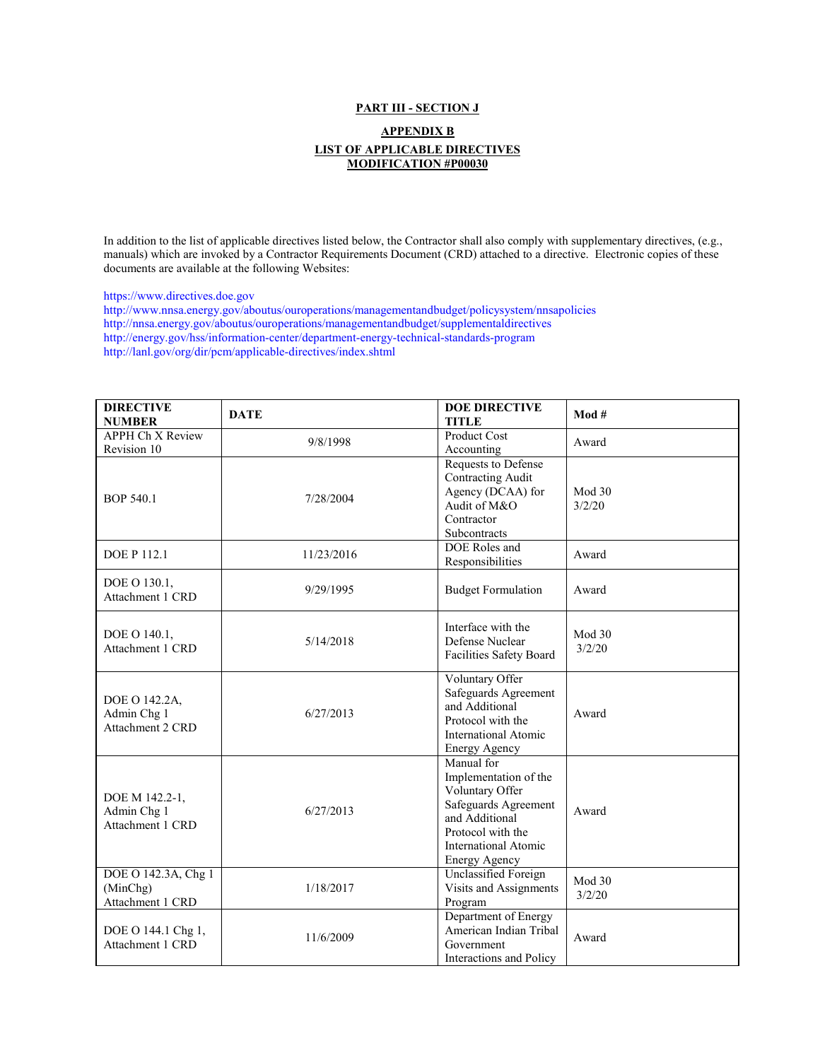**PART III - SECTION J**

**APPENDIX B**

**LIST OF APPLICABLE DIRECTIVES**
**MODIFICATION #P00030**

In addition to the list of applicable directives listed below, the Contractor shall also comply with supplementary directives, (e.g., manuals) which are invoked by a Contractor Requirements Document (CRD) attached to a directive. Electronic copies of these documents are available at the following Websites:

https://www.directives.doe.gov
http://www.nnsa.energy.gov/aboutus/ouroperations/managementandbudget/policysystem/nnsapolicies
http://nnsa.energy.gov/aboutus/ouroperations/managementandbudget/supplementaldirectives
http://energy.gov/hss/information-center/department-energy-technical-standards-program
http://lanl.gov/org/dir/pcm/applicable-directives/index.shtml

| DIRECTIVE NUMBER | DATE | DOE DIRECTIVE TITLE | Mod # |
|---|---|---|---|
| APPH Ch X Review Revision 10 | 9/8/1998 | Product Cost Accounting | Award |
| BOP 540.1 | 7/28/2004 | Requests to Defense Contracting Audit Agency (DCAA) for Audit of M&O Contractor Subcontracts | Mod 30 3/2/20 |
| DOE P 112.1 | 11/23/2016 | DOE Roles and Responsibilities | Award |
| DOE O 130.1, Attachment 1 CRD | 9/29/1995 | Budget Formulation | Award |
| DOE O 140.1, Attachment 1 CRD | 5/14/2018 | Interface with the Defense Nuclear Facilities Safety Board | Mod 30 3/2/20 |
| DOE O 142.2A, Admin Chg 1 Attachment 2 CRD | 6/27/2013 | Voluntary Offer Safeguards Agreement and Additional Protocol with the International Atomic Energy Agency | Award |
| DOE M 142.2-1, Admin Chg 1 Attachment 1 CRD | 6/27/2013 | Manual for Implementation of the Voluntary Offer Safeguards Agreement and Additional Protocol with the International Atomic Energy Agency | Award |
| DOE O 142.3A, Chg 1 (MinChg) Attachment 1 CRD | 1/18/2017 | Unclassified Foreign Visits and Assignments Program | Mod 30 3/2/20 |
| DOE O 144.1 Chg 1, Attachment 1 CRD | 11/6/2009 | Department of Energy American Indian Tribal Government Interactions and Policy | Award |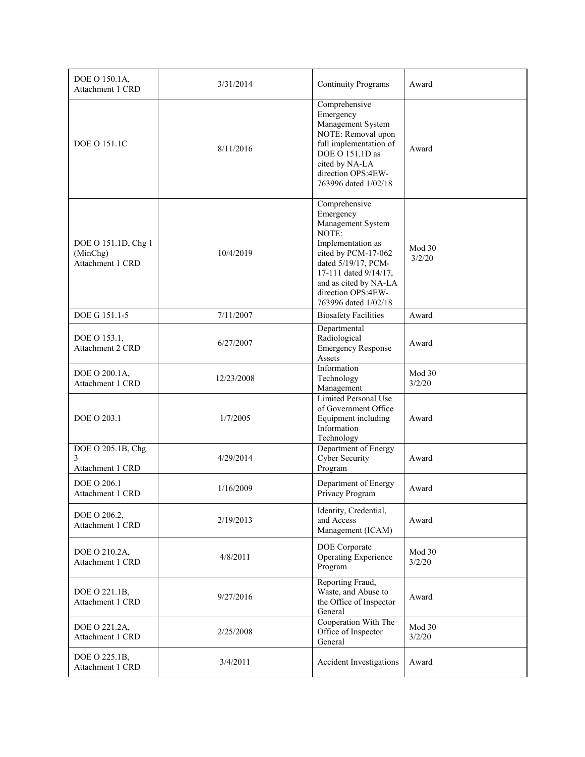| DOE O 150.1A, Attachment 1 CRD | 3/31/2014 | Continuity Programs | Award |
|---|---|---|---|
| DOE O 151.1C | 8/11/2016 | Comprehensive Emergency Management System NOTE: Removal upon full implementation of DOE O 151.1D as cited by NA-LA direction OPS:4EW-763996 dated 1/02/18 | Award |
| DOE O 151.1D, Chg 1 (MinChg) Attachment 1 CRD | 10/4/2019 | Comprehensive Emergency Management System NOTE: Implementation as cited by PCM-17-062 dated 5/19/17, PCM-17-111 dated 9/14/17, and as cited by NA-LA direction OPS:4EW-763996 dated 1/02/18 | Mod 30 3/2/20 |
| DOE G 151.1-5 | 7/11/2007 | Biosafety Facilities | Award |
| DOE O 153.1, Attachment 2 CRD | 6/27/2007 | Departmental Radiological Emergency Response Assets | Award |
| DOE O 200.1A, Attachment 1 CRD | 12/23/2008 | Information Technology Management | Mod 30 3/2/20 |
| DOE O 203.1 | 1/7/2005 | Limited Personal Use of Government Office Equipment including Information Technology | Award |
| DOE O 205.1B, Chg. 3 Attachment 1 CRD | 4/29/2014 | Department of Energy Cyber Security Program | Award |
| DOE O 206.1 Attachment 1 CRD | 1/16/2009 | Department of Energy Privacy Program | Award |
| DOE O 206.2, Attachment 1 CRD | 2/19/2013 | Identity, Credential, and Access Management (ICAM) | Award |
| DOE O 210.2A, Attachment 1 CRD | 4/8/2011 | DOE Corporate Operating Experience Program | Mod 30 3/2/20 |
| DOE O 221.1B, Attachment 1 CRD | 9/27/2016 | Reporting Fraud, Waste, and Abuse to the Office of Inspector General | Award |
| DOE O 221.2A, Attachment 1 CRD | 2/25/2008 | Cooperation With The Office of Inspector General | Mod 30 3/2/20 |
| DOE O 225.1B, Attachment 1 CRD | 3/4/2011 | Accident Investigations | Award |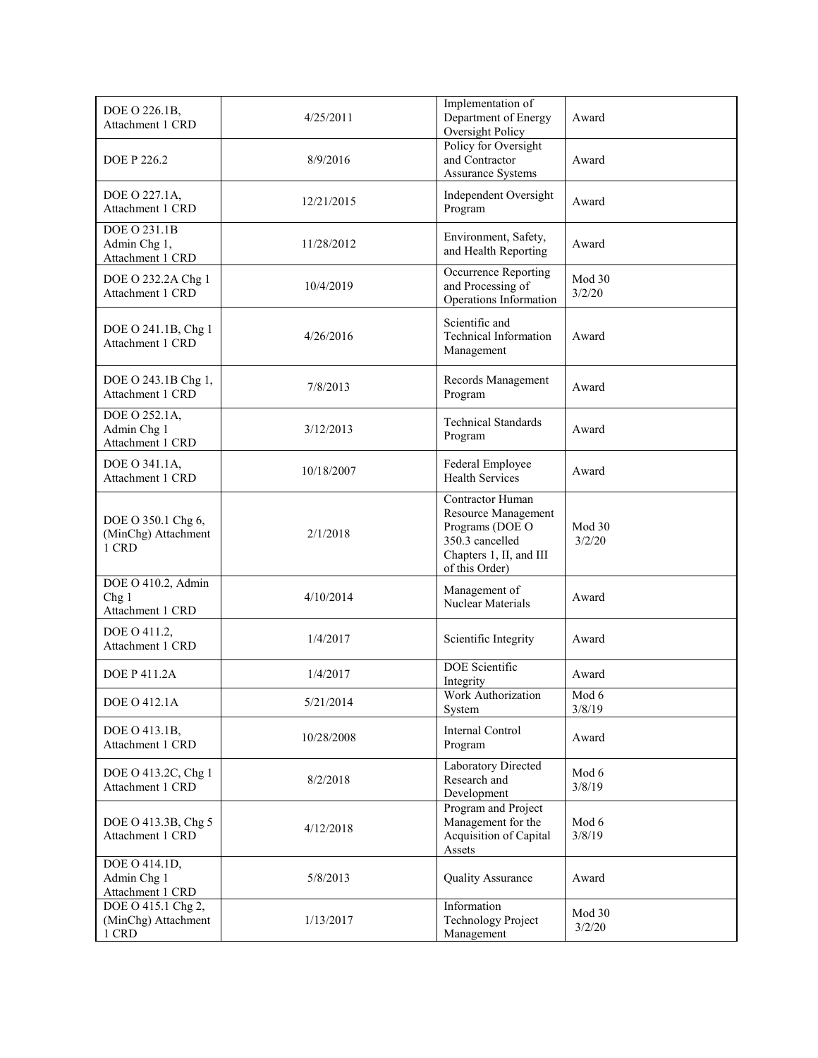| DOE O 226.1B, Attachment 1 CRD | 4/25/2011 | Implementation of Department of Energy Oversight Policy | Award |
|---|---|---|---|
| DOE P 226.2 | 8/9/2016 | Policy for Oversight and Contractor Assurance Systems | Award |
| DOE O 227.1A, Attachment 1 CRD | 12/21/2015 | Independent Oversight Program | Award |
| DOE O 231.1B Admin Chg 1, Attachment 1 CRD | 11/28/2012 | Environment, Safety, and Health Reporting | Award |
| DOE O 232.2A Chg 1 Attachment 1 CRD | 10/4/2019 | Occurrence Reporting and Processing of Operations Information | Mod 30 3/2/20 |
| DOE O 241.1B, Chg 1 Attachment 1 CRD | 4/26/2016 | Scientific and Technical Information Management | Award |
| DOE O 243.1B Chg 1, Attachment 1 CRD | 7/8/2013 | Records Management Program | Award |
| DOE O 252.1A, Admin Chg 1 Attachment 1 CRD | 3/12/2013 | Technical Standards Program | Award |
| DOE O 341.1A, Attachment 1 CRD | 10/18/2007 | Federal Employee Health Services | Award |
| DOE O 350.1 Chg 6, (MinChg) Attachment 1 CRD | 2/1/2018 | Contractor Human Resource Management Programs (DOE O 350.3 cancelled Chapters 1, II, and III of this Order) | Mod 30 3/2/20 |
| DOE O 410.2, Admin Chg 1 Attachment 1 CRD | 4/10/2014 | Management of Nuclear Materials | Award |
| DOE O 411.2, Attachment 1 CRD | 1/4/2017 | Scientific Integrity | Award |
| DOE P 411.2A | 1/4/2017 | DOE Scientific Integrity | Award |
| DOE O 412.1A | 5/21/2014 | Work Authorization System | Mod 6 3/8/19 |
| DOE O 413.1B, Attachment 1 CRD | 10/28/2008 | Internal Control Program | Award |
| DOE O 413.2C, Chg 1 Attachment 1 CRD | 8/2/2018 | Laboratory Directed Research and Development | Mod 6 3/8/19 |
| DOE O 413.3B, Chg 5 Attachment 1 CRD | 4/12/2018 | Program and Project Management for the Acquisition of Capital Assets | Mod 6 3/8/19 |
| DOE O 414.1D, Admin Chg 1 Attachment 1 CRD | 5/8/2013 | Quality Assurance | Award |
| DOE O 415.1 Chg 2, (MinChg) Attachment 1 CRD | 1/13/2017 | Information Technology Project Management | Mod 30 3/2/20 |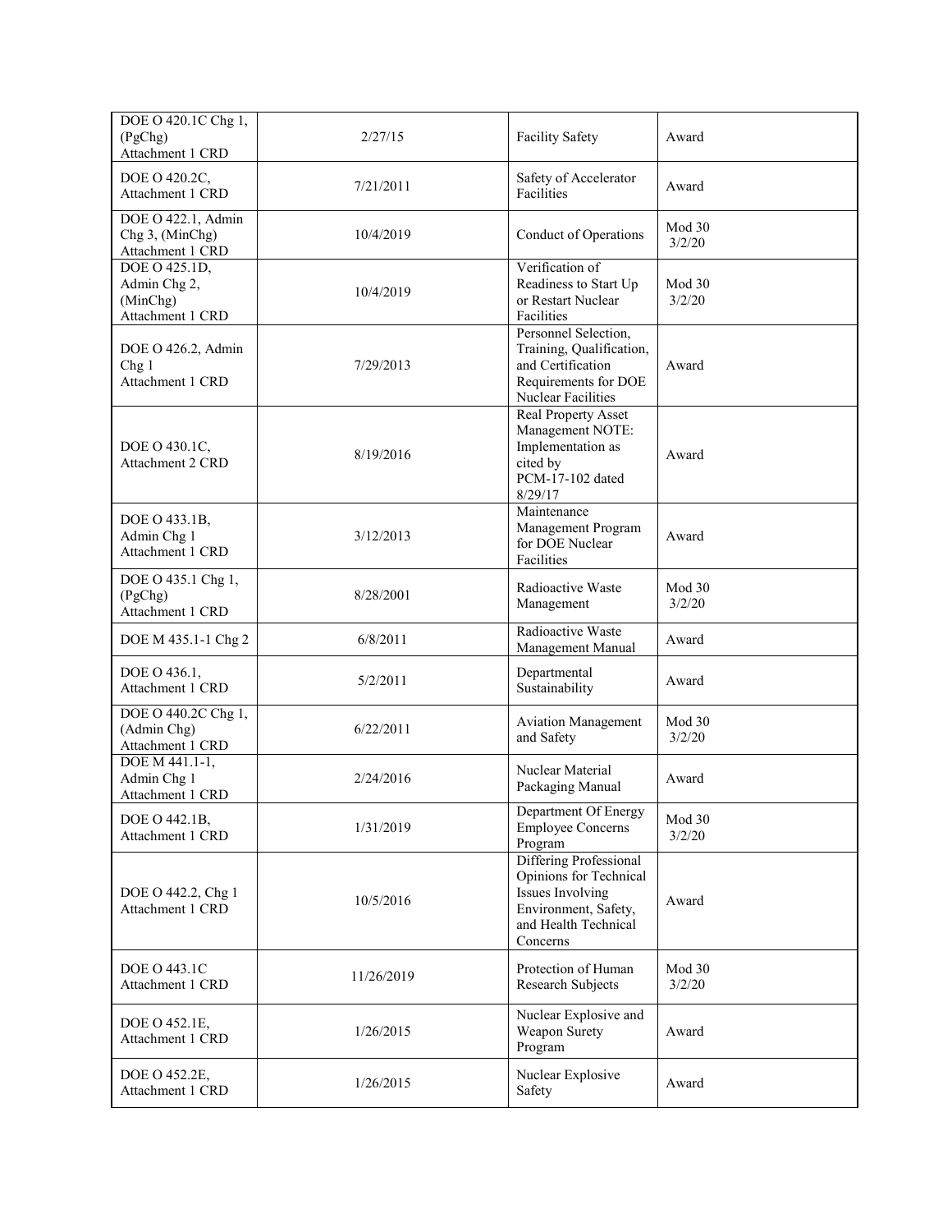| DOE O 420.1C Chg 1, (PgChg) Attachment 1 CRD | 2/27/15 | Facility Safety | Award |
|---|---|---|---|
| DOE O 420.2C, Attachment 1 CRD | 7/21/2011 | Safety of Accelerator Facilities | Award |
| DOE O 422.1, Admin Chg 3, (MinChg) Attachment 1 CRD | 10/4/2019 | Conduct of Operations | Mod 30 3/2/20 |
| DOE O 425.1D, Admin Chg 2, (MinChg) Attachment 1 CRD | 10/4/2019 | Verification of Readiness to Start Up or Restart Nuclear Facilities | Mod 30 3/2/20 |
| DOE O 426.2, Admin Chg 1 Attachment 1 CRD | 7/29/2013 | Personnel Selection, Training, Qualification, and Certification Requirements for DOE Nuclear Facilities | Award |
| DOE O 430.1C, Attachment 2 CRD | 8/19/2016 | Real Property Asset Management NOTE: Implementation as cited by PCM-17-102 dated 8/29/17 | Award |
| DOE O 433.1B, Admin Chg 1 Attachment 1 CRD | 3/12/2013 | Maintenance Management Program for DOE Nuclear Facilities | Award |
| DOE O 435.1 Chg 1, (PgChg) Attachment 1 CRD | 8/28/2001 | Radioactive Waste Management | Mod 30 3/2/20 |
| DOE M 435.1-1 Chg 2 | 6/8/2011 | Radioactive Waste Management Manual | Award |
| DOE O 436.1, Attachment 1 CRD | 5/2/2011 | Departmental Sustainability | Award |
| DOE O 440.2C Chg 1, (Admin Chg) Attachment 1 CRD | 6/22/2011 | Aviation Management and Safety | Mod 30 3/2/20 |
| DOE M 441.1-1, Admin Chg 1 Attachment 1 CRD | 2/24/2016 | Nuclear Material Packaging Manual | Award |
| DOE O 442.1B, Attachment 1 CRD | 1/31/2019 | Department Of Energy Employee Concerns Program | Mod 30 3/2/20 |
| DOE O 442.2, Chg 1 Attachment 1 CRD | 10/5/2016 | Differing Professional Opinions for Technical Issues Involving Environment, Safety, and Health Technical Concerns | Award |
| DOE O 443.1C Attachment 1 CRD | 11/26/2019 | Protection of Human Research Subjects | Mod 30 3/2/20 |
| DOE O 452.1E, Attachment 1 CRD | 1/26/2015 | Nuclear Explosive and Weapon Surety Program | Award |
| DOE O 452.2E, Attachment 1 CRD | 1/26/2015 | Nuclear Explosive Safety | Award |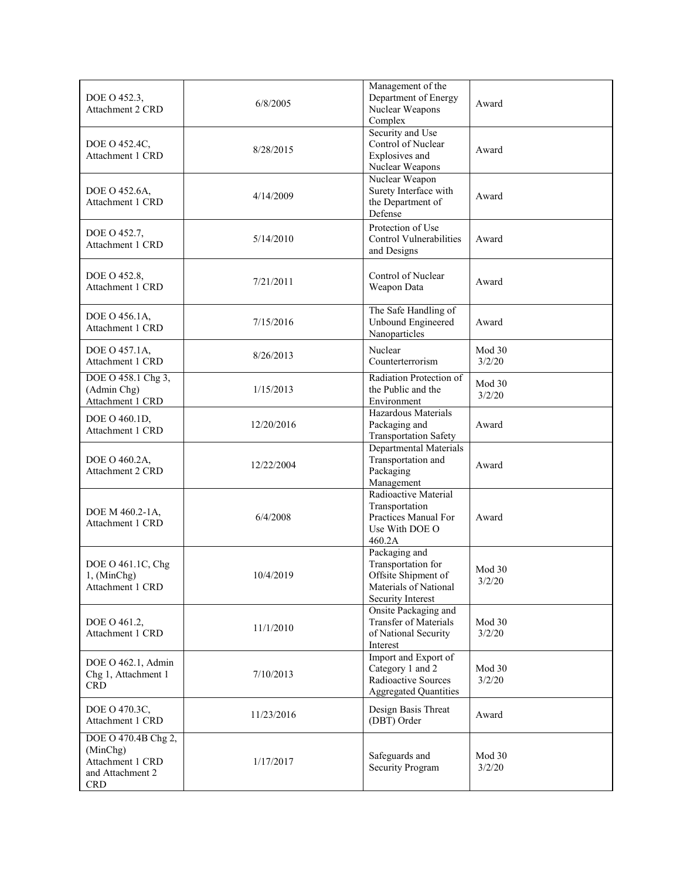| | | | |
|---|---|---|---|
| DOE O 452.3, Attachment 2 CRD | 6/8/2005 | Management of the Department of Energy Nuclear Weapons Complex | Award |
| DOE O 452.4C, Attachment 1 CRD | 8/28/2015 | Security and Use Control of Nuclear Explosives and Nuclear Weapons | Award |
| DOE O 452.6A, Attachment 1 CRD | 4/14/2009 | Nuclear Weapon Surety Interface with the Department of Defense | Award |
| DOE O 452.7, Attachment 1 CRD | 5/14/2010 | Protection of Use Control Vulnerabilities and Designs | Award |
| DOE O 452.8, Attachment 1 CRD | 7/21/2011 | Control of Nuclear Weapon Data | Award |
| DOE O 456.1A, Attachment 1 CRD | 7/15/2016 | The Safe Handling of Unbound Engineered Nanoparticles | Award |
| DOE O 457.1A, Attachment 1 CRD | 8/26/2013 | Nuclear Counterterrorism | Mod 30 3/2/20 |
| DOE O 458.1 Chg 3, (Admin Chg) Attachment 1 CRD | 1/15/2013 | Radiation Protection of the Public and the Environment | Mod 30 3/2/20 |
| DOE O 460.1D, Attachment 1 CRD | 12/20/2016 | Hazardous Materials Packaging and Transportation Safety | Award |
| DOE O 460.2A, Attachment 2 CRD | 12/22/2004 | Departmental Materials Transportation and Packaging Management | Award |
| DOE M 460.2-1A, Attachment 1 CRD | 6/4/2008 | Radioactive Material Transportation Practices Manual For Use With DOE O 460.2A | Award |
| DOE O 461.1C, Chg 1, (MinChg) Attachment 1 CRD | 10/4/2019 | Packaging and Transportation for Offsite Shipment of Materials of National Security Interest | Mod 30 3/2/20 |
| DOE O 461.2, Attachment 1 CRD | 11/1/2010 | Onsite Packaging and Transfer of Materials of National Security Interest | Mod 30 3/2/20 |
| DOE O 462.1, Admin Chg 1, Attachment 1 CRD | 7/10/2013 | Import and Export of Category 1 and 2 Radioactive Sources Aggregated Quantities | Mod 30 3/2/20 |
| DOE O 470.3C, Attachment 1 CRD | 11/23/2016 | Design Basis Threat (DBT) Order | Award |
| DOE O 470.4B Chg 2, (MinChg) Attachment 1 CRD and Attachment 2 CRD | 1/17/2017 | Safeguards and Security Program | Mod 30 3/2/20 |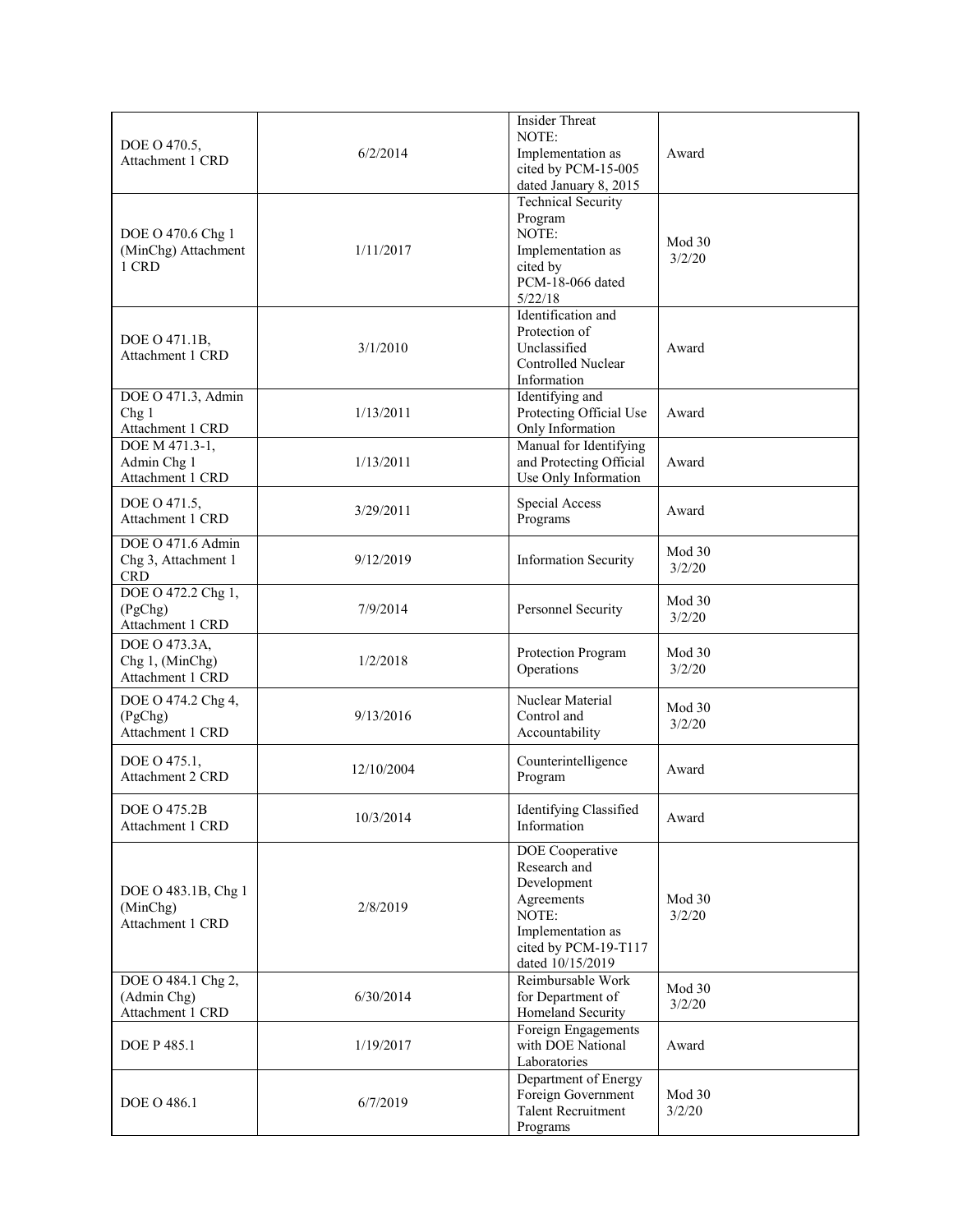| | | | |
|---|---|---|---|
| DOE O 470.5, Attachment 1 CRD | 6/2/2014 | Insider Threat NOTE: Implementation as cited by PCM-15-005 dated January 8, 2015 | Award |
| DOE O 470.6 Chg 1 (MinChg) Attachment 1 CRD | 1/11/2017 | Technical Security Program NOTE: Implementation as cited by PCM-18-066 dated 5/22/18 | Mod 30 3/2/20 |
| DOE O 471.1B, Attachment 1 CRD | 3/1/2010 | Identification and Protection of Unclassified Controlled Nuclear Information | Award |
| DOE O 471.3, Admin Chg 1 Attachment 1 CRD | 1/13/2011 | Identifying and Protecting Official Use Only Information | Award |
| DOE M 471.3-1, Admin Chg 1 Attachment 1 CRD | 1/13/2011 | Manual for Identifying and Protecting Official Use Only Information | Award |
| DOE O 471.5, Attachment 1 CRD | 3/29/2011 | Special Access Programs | Award |
| DOE O 471.6 Admin Chg 3, Attachment 1 CRD | 9/12/2019 | Information Security | Mod 30 3/2/20 |
| DOE O 472.2 Chg 1, (PgChg) Attachment 1 CRD | 7/9/2014 | Personnel Security | Mod 30 3/2/20 |
| DOE O 473.3A, Chg 1, (MinChg) Attachment 1 CRD | 1/2/2018 | Protection Program Operations | Mod 30 3/2/20 |
| DOE O 474.2 Chg 4, (PgChg) Attachment 1 CRD | 9/13/2016 | Nuclear Material Control and Accountability | Mod 30 3/2/20 |
| DOE O 475.1, Attachment 2 CRD | 12/10/2004 | Counterintelligence Program | Award |
| DOE O 475.2B Attachment 1 CRD | 10/3/2014 | Identifying Classified Information | Award |
| DOE O 483.1B, Chg 1 (MinChg) Attachment 1 CRD | 2/8/2019 | DOE Cooperative Research and Development Agreements NOTE: Implementation as cited by PCM-19-T117 dated 10/15/2019 | Mod 30 3/2/20 |
| DOE O 484.1 Chg 2, (Admin Chg) Attachment 1 CRD | 6/30/2014 | Reimbursable Work for Department of Homeland Security | Mod 30 3/2/20 |
| DOE P 485.1 | 1/19/2017 | Foreign Engagements with DOE National Laboratories | Award |
| DOE O 486.1 | 6/7/2019 | Department of Energy Foreign Government Talent Recruitment Programs | Mod 30 3/2/20 |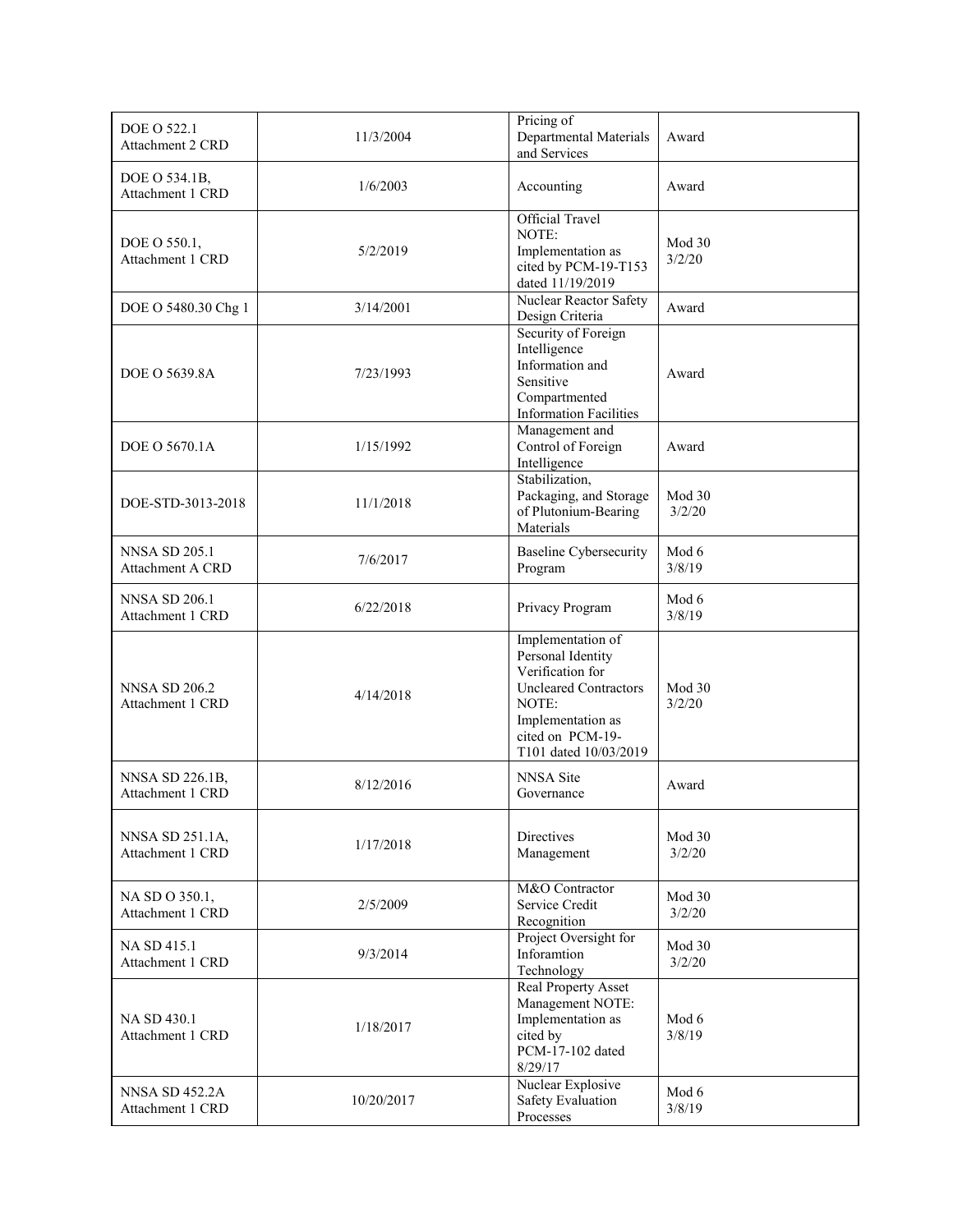| DOE O 522.1 Attachment 2 CRD | 11/3/2004 | Pricing of Departmental Materials and Services | Award |
|---|---|---|---|
| DOE O 534.1B, Attachment 1 CRD | 1/6/2003 | Accounting | Award |
| DOE O 550.1, Attachment 1 CRD | 5/2/2019 | Official Travel NOTE: Implementation as cited by PCM-19-T153 dated 11/19/2019 | Mod 30 3/2/20 |
| DOE O 5480.30 Chg 1 | 3/14/2001 | Nuclear Reactor Safety Design Criteria | Award |
| DOE O 5639.8A | 7/23/1993 | Security of Foreign Intelligence Information and Sensitive Compartmented Information Facilities | Award |
| DOE O 5670.1A | 1/15/1992 | Management and Control of Foreign Intelligence | Award |
| DOE-STD-3013-2018 | 11/1/2018 | Stabilization, Packaging, and Storage of Plutonium-Bearing Materials | Mod 30 3/2/20 |
| NNSA SD 205.1 Attachment A CRD | 7/6/2017 | Baseline Cybersecurity Program | Mod 6 3/8/19 |
| NNSA SD 206.1 Attachment 1 CRD | 6/22/2018 | Privacy Program | Mod 6 3/8/19 |
| NNSA SD 206.2 Attachment 1 CRD | 4/14/2018 | Implementation of Personal Identity Verification for Uncleared Contractors NOTE: Implementation as cited on PCM-19-T101 dated 10/03/2019 | Mod 30 3/2/20 |
| NNSA SD 226.1B, Attachment 1 CRD | 8/12/2016 | NNSA Site Governance | Award |
| NNSA SD 251.1A, Attachment 1 CRD | 1/17/2018 | Directives Management | Mod 30 3/2/20 |
| NA SD O 350.1, Attachment 1 CRD | 2/5/2009 | M&O Contractor Service Credit Recognition | Mod 30 3/2/20 |
| NA SD 415.1 Attachment 1 CRD | 9/3/2014 | Project Oversight for Inforamtion Technology | Mod 30 3/2/20 |
| NA SD 430.1 Attachment 1 CRD | 1/18/2017 | Real Property Asset Management NOTE: Implementation as cited by PCM-17-102 dated 8/29/17 | Mod 6 3/8/19 |
| NNSA SD 452.2A Attachment 1 CRD | 10/20/2017 | Nuclear Explosive Safety Evaluation Processes | Mod 6 3/8/19 |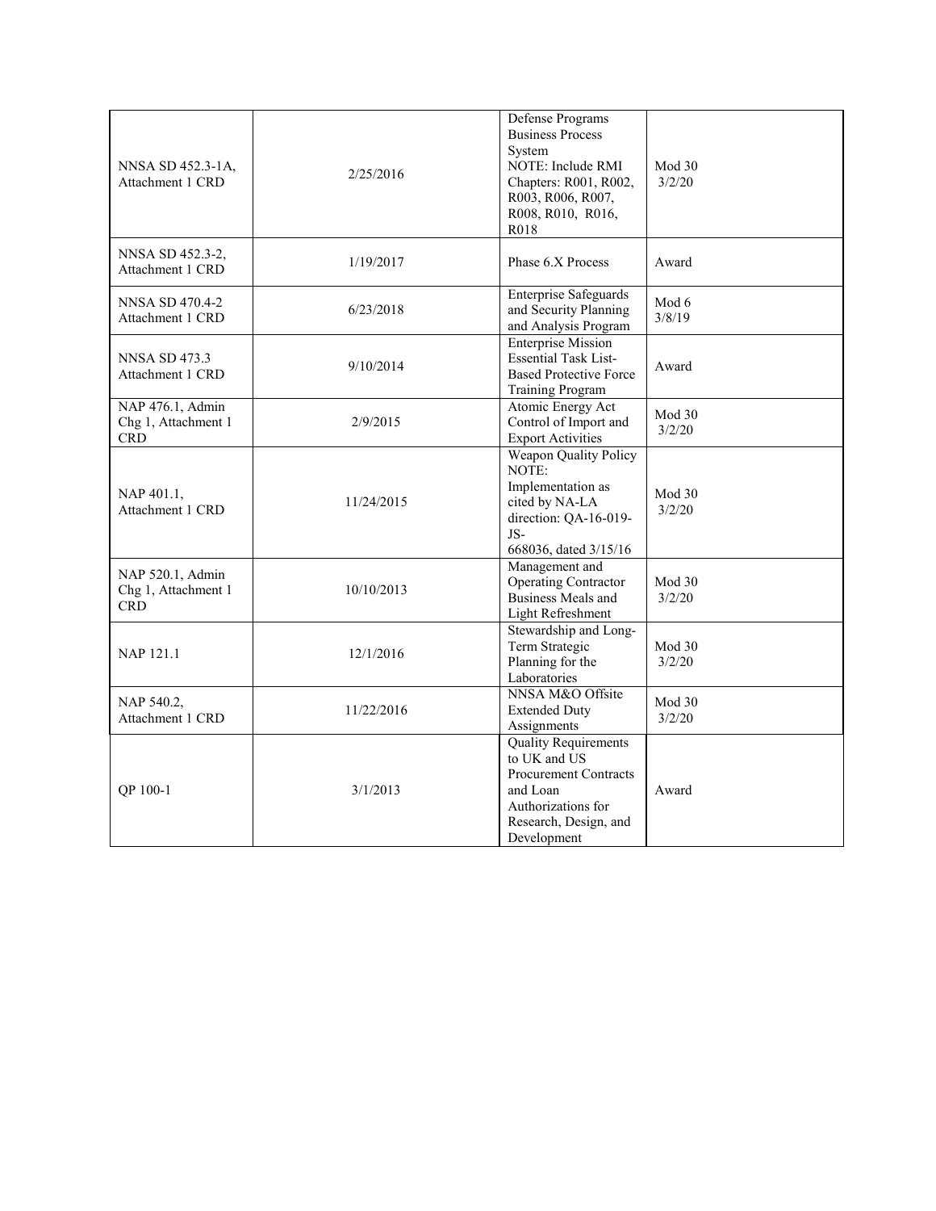| | | | |
|---|---|---|---|
| NNSA SD 452.3-1A, Attachment 1 CRD | 2/25/2016 | Defense Programs Business Process System NOTE: Include RMI Chapters: R001, R002, R003, R006, R007, R008, R010, R016, R018 | Mod 30 3/2/20 |
| NNSA SD 452.3-2, Attachment 1 CRD | 1/19/2017 | Phase 6.X Process | Award |
| NNSA SD 470.4-2 Attachment 1 CRD | 6/23/2018 | Enterprise Safeguards and Security Planning and Analysis Program | Mod 6 3/8/19 |
| NNSA SD 473.3 Attachment 1 CRD | 9/10/2014 | Enterprise Mission Essential Task List-Based Protective Force Training Program | Award |
| NAP 476.1, Admin Chg 1, Attachment 1 CRD | 2/9/2015 | Atomic Energy Act Control of Import and Export Activities | Mod 30 3/2/20 |
| NAP 401.1, Attachment 1 CRD | 11/24/2015 | Weapon Quality Policy NOTE: Implementation as cited by NA-LA direction: QA-16-019-JS-668036, dated 3/15/16 | Mod 30 3/2/20 |
| NAP 520.1, Admin Chg 1, Attachment 1 CRD | 10/10/2013 | Management and Operating Contractor Business Meals and Light Refreshment | Mod 30 3/2/20 |
| NAP 121.1 | 12/1/2016 | Stewardship and Long-Term Strategic Planning for the Laboratories | Mod 30 3/2/20 |
| NAP 540.2, Attachment 1 CRD | 11/22/2016 | NNSA M&O Offsite Extended Duty Assignments | Mod 30 3/2/20 |
| QP 100-1 | 3/1/2013 | Quality Requirements to UK and US Procurement Contracts and Loan Authorizations for Research, Design, and Development | Award |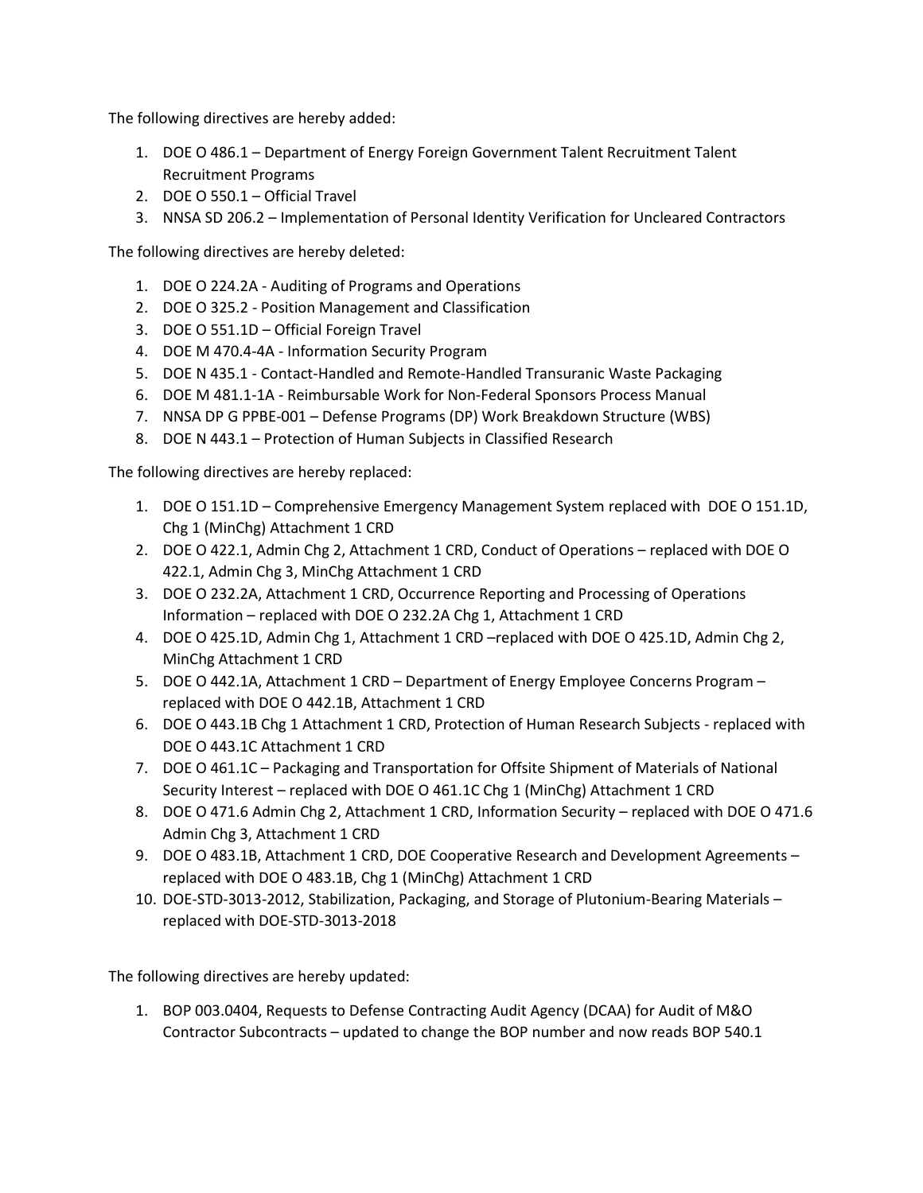The following directives are hereby added:

1. DOE O 486.1 – Department of Energy Foreign Government Talent Recruitment Talent Recruitment Programs
2. DOE O 550.1 – Official Travel
3. NNSA SD 206.2 – Implementation of Personal Identity Verification for Uncleared Contractors

The following directives are hereby deleted:

1. DOE O 224.2A - Auditing of Programs and Operations
2. DOE O 325.2 - Position Management and Classification
3. DOE O 551.1D – Official Foreign Travel
4. DOE M 470.4-4A - Information Security Program
5. DOE N 435.1 - Contact-Handled and Remote-Handled Transuranic Waste Packaging
6. DOE M 481.1-1A - Reimbursable Work for Non-Federal Sponsors Process Manual
7. NNSA DP G PPBE-001 – Defense Programs (DP) Work Breakdown Structure (WBS)
8. DOE N 443.1 – Protection of Human Subjects in Classified Research

The following directives are hereby replaced:

1. DOE O 151.1D – Comprehensive Emergency Management System replaced with DOE O 151.1D, Chg 1 (MinChg) Attachment 1 CRD
2. DOE O 422.1, Admin Chg 2, Attachment 1 CRD, Conduct of Operations – replaced with DOE O 422.1, Admin Chg 3, MinChg Attachment 1 CRD
3. DOE O 232.2A, Attachment 1 CRD, Occurrence Reporting and Processing of Operations Information – replaced with DOE O 232.2A Chg 1, Attachment 1 CRD
4. DOE O 425.1D, Admin Chg 1, Attachment 1 CRD –replaced with DOE O 425.1D, Admin Chg 2, MinChg Attachment 1 CRD
5. DOE O 442.1A, Attachment 1 CRD – Department of Energy Employee Concerns Program – replaced with DOE O 442.1B, Attachment 1 CRD
6. DOE O 443.1B Chg 1 Attachment 1 CRD, Protection of Human Research Subjects - replaced with DOE O 443.1C Attachment 1 CRD
7. DOE O 461.1C – Packaging and Transportation for Offsite Shipment of Materials of National Security Interest – replaced with DOE O 461.1C Chg 1 (MinChg) Attachment 1 CRD
8. DOE O 471.6 Admin Chg 2, Attachment 1 CRD, Information Security – replaced with DOE O 471.6 Admin Chg 3, Attachment 1 CRD
9. DOE O 483.1B, Attachment 1 CRD, DOE Cooperative Research and Development Agreements – replaced with DOE O 483.1B, Chg 1 (MinChg) Attachment 1 CRD
10. DOE-STD-3013-2012, Stabilization, Packaging, and Storage of Plutonium-Bearing Materials – replaced with DOE-STD-3013-2018

The following directives are hereby updated:

1. BOP 003.0404, Requests to Defense Contracting Audit Agency (DCAA) for Audit of M&O Contractor Subcontracts – updated to change the BOP number and now reads BOP 540.1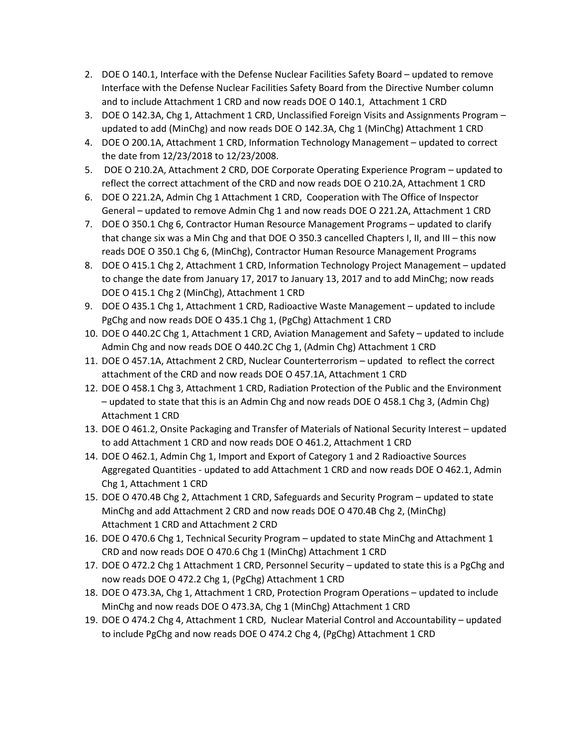2. DOE O 140.1, Interface with the Defense Nuclear Facilities Safety Board – updated to remove Interface with the Defense Nuclear Facilities Safety Board from the Directive Number column and to include Attachment 1 CRD and now reads DOE O 140.1, Attachment 1 CRD
3. DOE O 142.3A, Chg 1, Attachment 1 CRD, Unclassified Foreign Visits and Assignments Program – updated to add (MinChg) and now reads DOE O 142.3A, Chg 1 (MinChg) Attachment 1 CRD
4. DOE O 200.1A, Attachment 1 CRD, Information Technology Management – updated to correct the date from 12/23/2018 to 12/23/2008.
5. DOE O 210.2A, Attachment 2 CRD, DOE Corporate Operating Experience Program – updated to reflect the correct attachment of the CRD and now reads DOE O 210.2A, Attachment 1 CRD
6. DOE O 221.2A, Admin Chg 1 Attachment 1 CRD, Cooperation with The Office of Inspector General – updated to remove Admin Chg 1 and now reads DOE O 221.2A, Attachment 1 CRD
7. DOE O 350.1 Chg 6, Contractor Human Resource Management Programs – updated to clarify that change six was a Min Chg and that DOE O 350.3 cancelled Chapters I, II, and III – this now reads DOE O 350.1 Chg 6, (MinChg), Contractor Human Resource Management Programs
8. DOE O 415.1 Chg 2, Attachment 1 CRD, Information Technology Project Management – updated to change the date from January 17, 2017 to January 13, 2017 and to add MinChg; now reads DOE O 415.1 Chg 2 (MinChg), Attachment 1 CRD
9. DOE O 435.1 Chg 1, Attachment 1 CRD, Radioactive Waste Management – updated to include PgChg and now reads DOE O 435.1 Chg 1, (PgChg) Attachment 1 CRD
10. DOE O 440.2C Chg 1, Attachment 1 CRD, Aviation Management and Safety – updated to include Admin Chg and now reads DOE O 440.2C Chg 1, (Admin Chg) Attachment 1 CRD
11. DOE O 457.1A, Attachment 2 CRD, Nuclear Counterterrorism – updated to reflect the correct attachment of the CRD and now reads DOE O 457.1A, Attachment 1 CRD
12. DOE O 458.1 Chg 3, Attachment 1 CRD, Radiation Protection of the Public and the Environment – updated to state that this is an Admin Chg and now reads DOE O 458.1 Chg 3, (Admin Chg) Attachment 1 CRD
13. DOE O 461.2, Onsite Packaging and Transfer of Materials of National Security Interest – updated to add Attachment 1 CRD and now reads DOE O 461.2, Attachment 1 CRD
14. DOE O 462.1, Admin Chg 1, Import and Export of Category 1 and 2 Radioactive Sources Aggregated Quantities - updated to add Attachment 1 CRD and now reads DOE O 462.1, Admin Chg 1, Attachment 1 CRD
15. DOE O 470.4B Chg 2, Attachment 1 CRD, Safeguards and Security Program – updated to state MinChg and add Attachment 2 CRD and now reads DOE O 470.4B Chg 2, (MinChg) Attachment 1 CRD and Attachment 2 CRD
16. DOE O 470.6 Chg 1, Technical Security Program – updated to state MinChg and Attachment 1 CRD and now reads DOE O 470.6 Chg 1 (MinChg) Attachment 1 CRD
17. DOE O 472.2 Chg 1 Attachment 1 CRD, Personnel Security – updated to state this is a PgChg and now reads DOE O 472.2 Chg 1, (PgChg) Attachment 1 CRD
18. DOE O 473.3A, Chg 1, Attachment 1 CRD, Protection Program Operations – updated to include MinChg and now reads DOE O 473.3A, Chg 1 (MinChg) Attachment 1 CRD
19. DOE O 474.2 Chg 4, Attachment 1 CRD, Nuclear Material Control and Accountability – updated to include PgChg and now reads DOE O 474.2 Chg 4, (PgChg) Attachment 1 CRD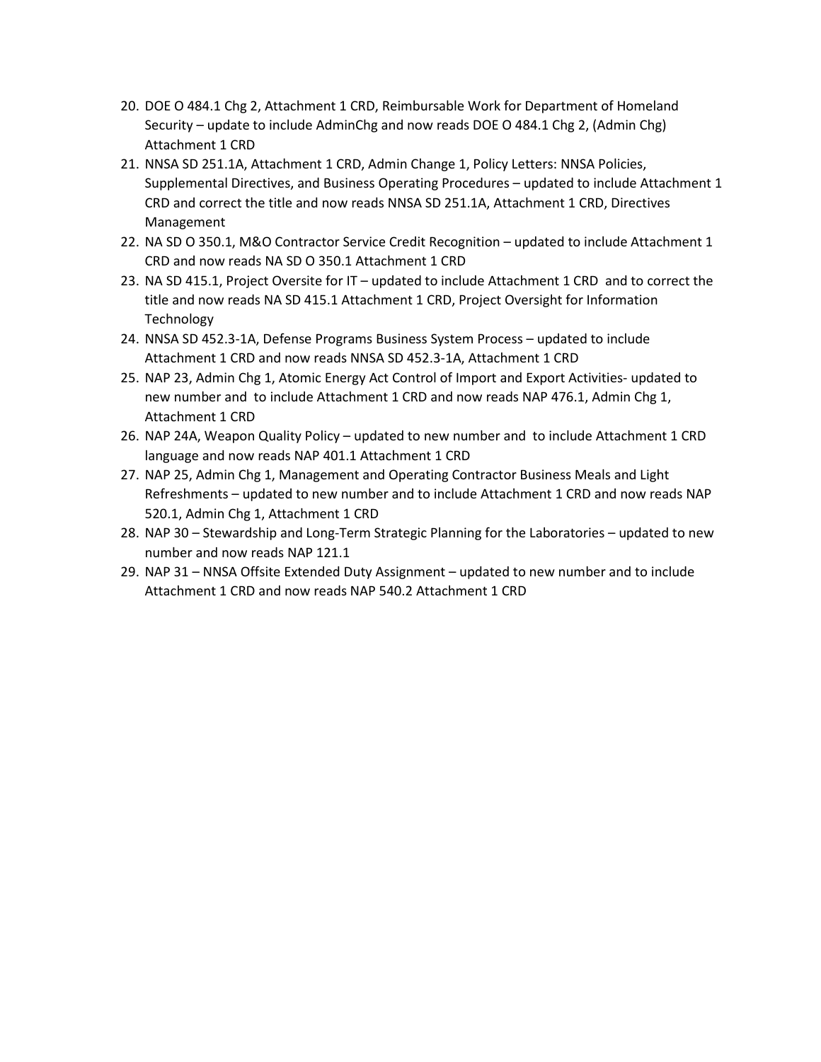20. DOE O 484.1 Chg 2, Attachment 1 CRD, Reimbursable Work for Department of Homeland Security – update to include AdminChg and now reads DOE O 484.1 Chg 2, (Admin Chg) Attachment 1 CRD
21. NNSA SD 251.1A, Attachment 1 CRD, Admin Change 1, Policy Letters: NNSA Policies, Supplemental Directives, and Business Operating Procedures – updated to include Attachment 1 CRD and correct the title and now reads NNSA SD 251.1A, Attachment 1 CRD, Directives Management
22. NA SD O 350.1, M&O Contractor Service Credit Recognition – updated to include Attachment 1 CRD and now reads NA SD O 350.1 Attachment 1 CRD
23. NA SD 415.1, Project Oversite for IT – updated to include Attachment 1 CRD and to correct the title and now reads NA SD 415.1 Attachment 1 CRD, Project Oversight for Information Technology
24. NNSA SD 452.3-1A, Defense Programs Business System Process – updated to include Attachment 1 CRD and now reads NNSA SD 452.3-1A, Attachment 1 CRD
25. NAP 23, Admin Chg 1, Atomic Energy Act Control of Import and Export Activities- updated to new number and to include Attachment 1 CRD and now reads NAP 476.1, Admin Chg 1, Attachment 1 CRD
26. NAP 24A, Weapon Quality Policy – updated to new number and to include Attachment 1 CRD language and now reads NAP 401.1 Attachment 1 CRD
27. NAP 25, Admin Chg 1, Management and Operating Contractor Business Meals and Light Refreshments – updated to new number and to include Attachment 1 CRD and now reads NAP 520.1, Admin Chg 1, Attachment 1 CRD
28. NAP 30 – Stewardship and Long-Term Strategic Planning for the Laboratories – updated to new number and now reads NAP 121.1
29. NAP 31 – NNSA Offsite Extended Duty Assignment – updated to new number and to include Attachment 1 CRD and now reads NAP 540.2 Attachment 1 CRD